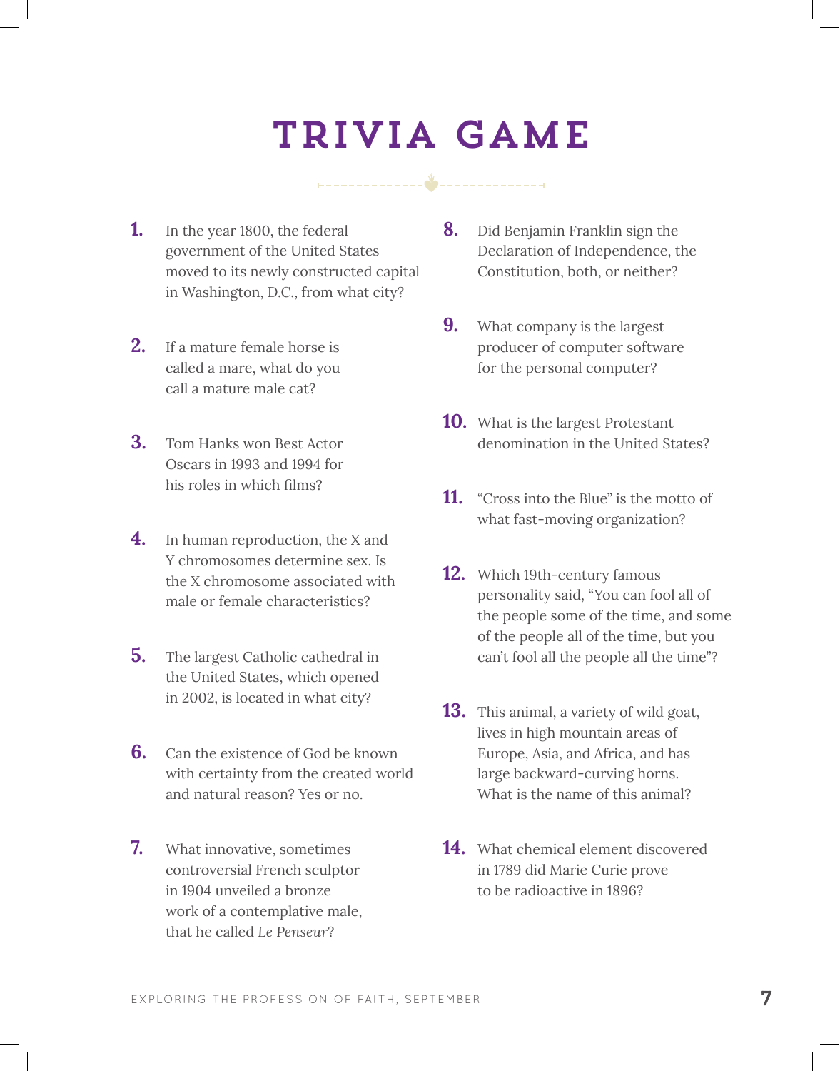# TRIVIA GAME

1. In the year 1800, the federal government of the United States moved to its newly constructed capital in Washington, D.C., from what city?

2. If a mature female horse is called a mare, what do you call a mature male cat?

3. Tom Hanks won Best Actor Oscars in 1993 and 1994 for his roles in which films?

4. In human reproduction, the X and Y chromosomes determine sex. Is the X chromosome associated with male or female characteristics?

5. The largest Catholic cathedral in the United States, which opened in 2002, is located in what city?

6. Can the existence of God be known with certainty from the created world and natural reason? Yes or no.

7. What innovative, sometimes controversial French sculptor in 1904 unveiled a bronze work of a contemplative male, that he called *Le Penseur*?

8. Did Benjamin Franklin sign the Declaration of Independence, the Constitution, both, or neither?

9. What company is the largest producer of computer software for the personal computer?

10. What is the largest Protestant denomination in the United States?

11. "Cross into the Blue" is the motto of what fast-moving organization?

12. Which 19th-century famous personality said, "You can fool all of the people some of the time, and some of the people all of the time, but you can't fool all the people all the time"?

13. This animal, a variety of wild goat, lives in high mountain areas of Europe, Asia, and Africa, and has large backward-curving horns. What is the name of this animal?

14. What chemical element discovered in 1789 did Marie Curie prove to be radioactive in 1896?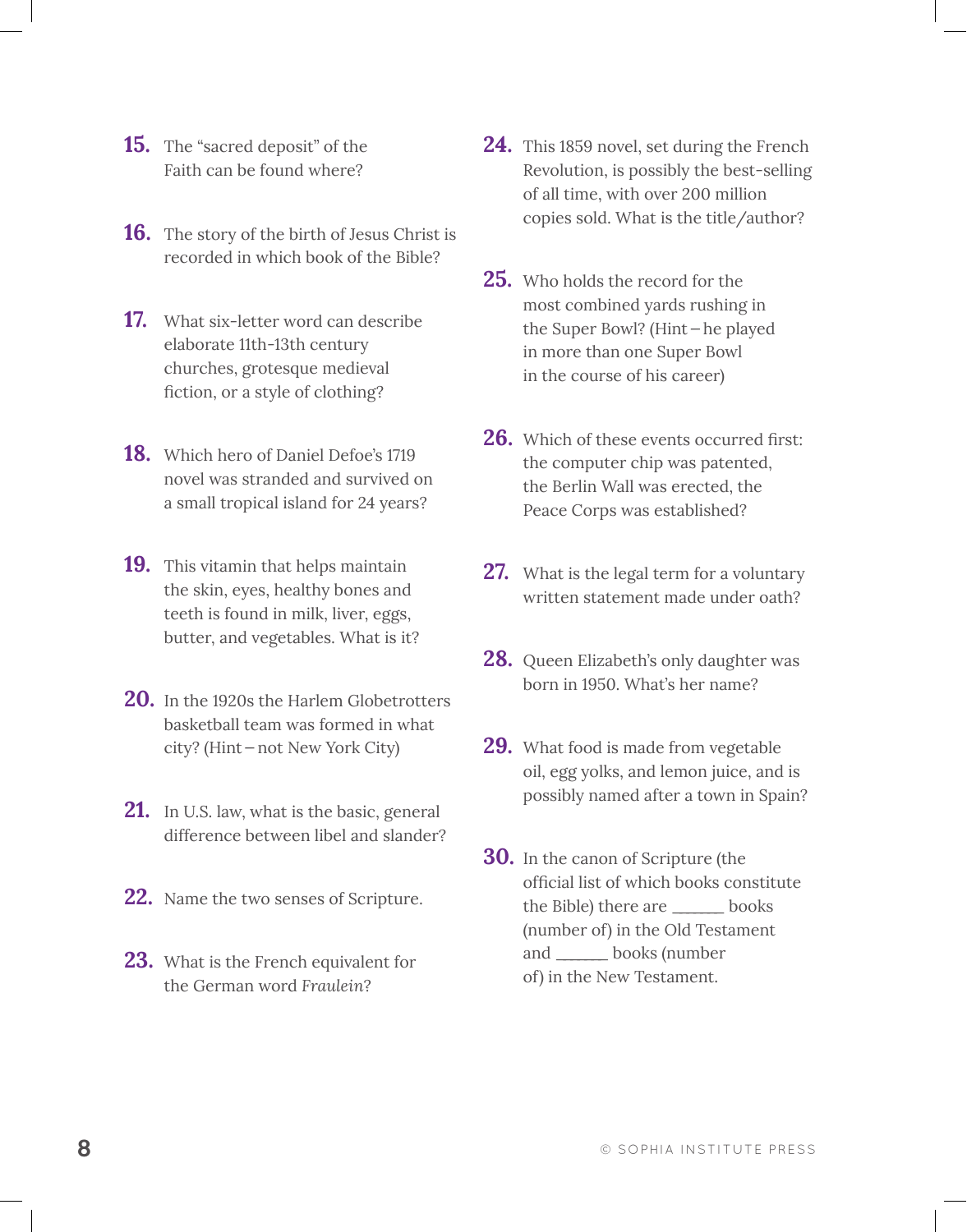**15.** The "sacred deposit" of the Faith can be found where?

**16.** The story of the birth of Jesus Christ is recorded in which book of the Bible?

**17.** What six-letter word can describe elaborate 11th-13th century churches, grotesque medieval fiction, or a style of clothing?

**18.** Which hero of Daniel Defoe's 1719 novel was stranded and survived on a small tropical island for 24 years?

**19.** This vitamin that helps maintain the skin, eyes, healthy bones and teeth is found in milk, liver, eggs, butter, and vegetables. What is it?

**20.** In the 1920s the Harlem Globetrotters basketball team was formed in what city? (Hint – not New York City)

**21.** In U.S. law, what is the basic, general difference between libel and slander?

**22.** Name the two senses of Scripture.

**23.** What is the French equivalent for the German word *Fraulein*?

**24.** This 1859 novel, set during the French Revolution, is possibly the best-selling of all time, with over 200 million copies sold. What is the title/author?

**25.** Who holds the record for the most combined yards rushing in the Super Bowl? (Hint – he played in more than one Super Bowl in the course of his career)

**26.** Which of these events occurred first: the computer chip was patented, the Berlin Wall was erected, the Peace Corps was established?

**27.** What is the legal term for a voluntary written statement made under oath?

**28.** Queen Elizabeth's only daughter was born in 1950. What's her name?

**29.** What food is made from vegetable oil, egg yolks, and lemon juice, and is possibly named after a town in Spain?

**30.** In the canon of Scripture (the official list of which books constitute the Bible) there are ______ books (number of) in the Old Testament and ______ books (number of) in the New Testament.

© SOPHIA INSTITUTE PRESS